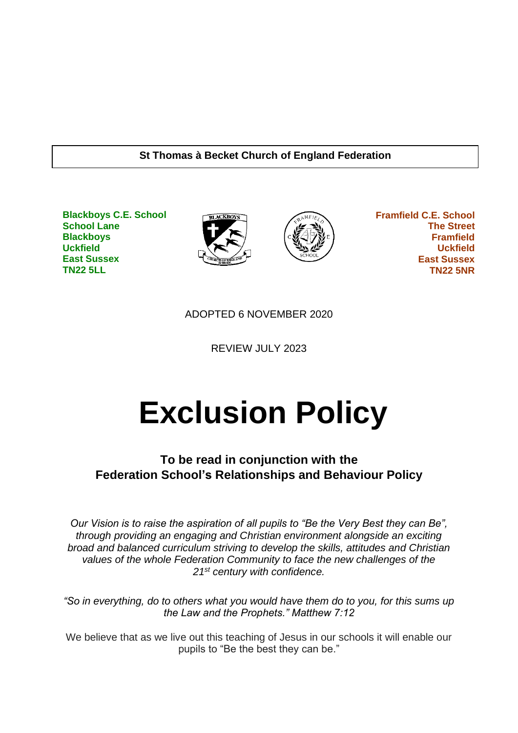**St Thomas à Becket Church of England Federation**

**Blackboys C.E. School**
**School Lane**
**Blackboys**
**Uckfield**
**East Sussex**
**TN22 5LL**

**Framfield C.E. School**
**The Street**
**Framfield**
**Uckfield**
**East Sussex**
**TN22 5NR**

ADOPTED 6 NOVEMBER 2020

REVIEW JULY 2023

# Exclusion Policy

### To be read in conjunction with the Federation School's Relationships and Behaviour Policy

*Our Vision is to raise the aspiration of all pupils to "Be the Very Best they can Be", through providing an engaging and Christian environment alongside an exciting broad and balanced curriculum striving to develop the skills, attitudes and Christian values of the whole Federation Community to face the new challenges of the 21st century with confidence.*

*"So in everything, do to others what you would have them do to you, for this sums up the Law and the Prophets." Matthew 7:12*

We believe that as we live out this teaching of Jesus in our schools it will enable our pupils to "Be the best they can be."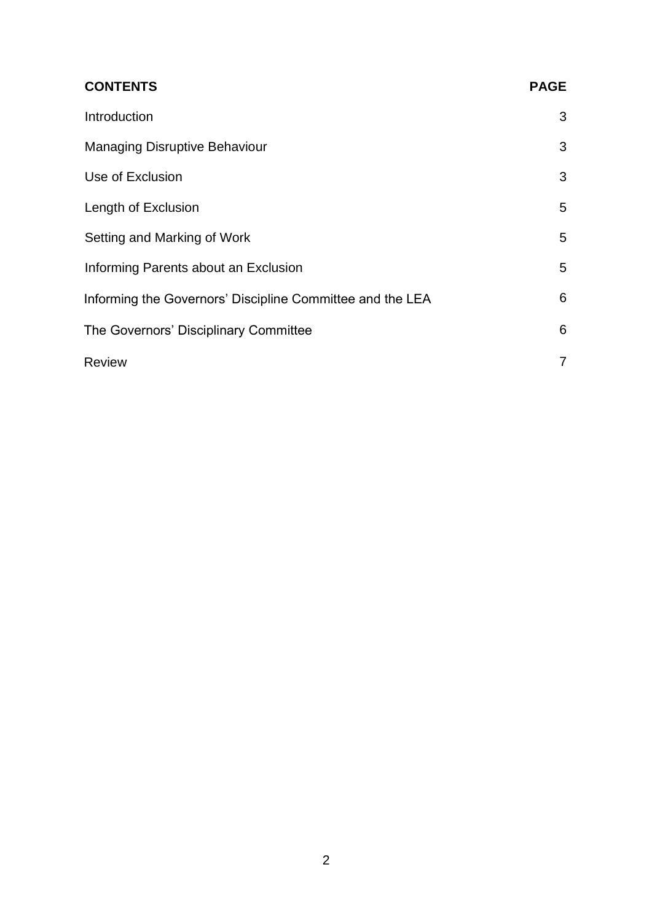| **CONTENTS** | **PAGE** |
| --- | --- |
| Introduction | 3 |
| Managing Disruptive Behaviour | 3 |
| Use of Exclusion | 3 |
| Length of Exclusion | 5 |
| Setting and Marking of Work | 5 |
| Informing Parents about an Exclusion | 5 |
| Informing the Governors' Discipline Committee and the LEA | 6 |
| The Governors' Disciplinary Committee | 6 |
| Review | 7 |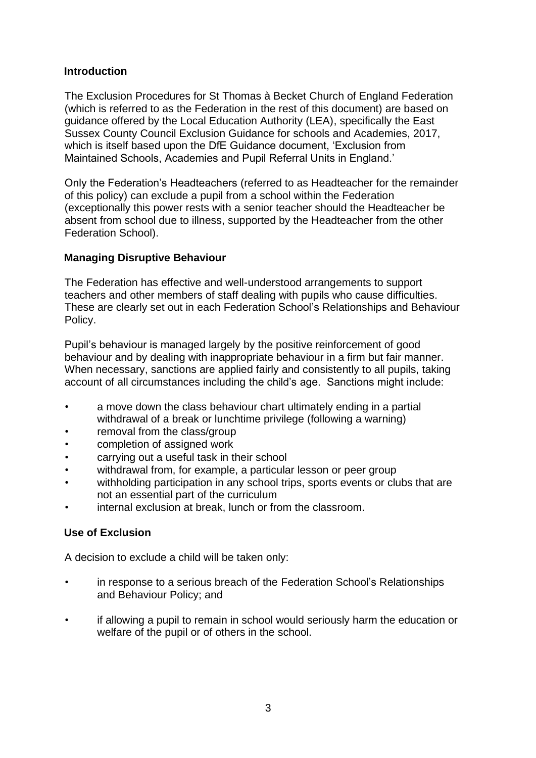## Introduction

The Exclusion Procedures for St Thomas à Becket Church of England Federation (which is referred to as the Federation in the rest of this document) are based on guidance offered by the Local Education Authority (LEA), specifically the East Sussex County Council Exclusion Guidance for schools and Academies, 2017, which is itself based upon the DfE Guidance document, 'Exclusion from Maintained Schools, Academies and Pupil Referral Units in England.'

Only the Federation's Headteachers (referred to as Headteacher for the remainder of this policy) can exclude a pupil from a school within the Federation (exceptionally this power rests with a senior teacher should the Headteacher be absent from school due to illness, supported by the Headteacher from the other Federation School).

## Managing Disruptive Behaviour

The Federation has effective and well-understood arrangements to support teachers and other members of staff dealing with pupils who cause difficulties. These are clearly set out in each Federation School's Relationships and Behaviour Policy.

Pupil's behaviour is managed largely by the positive reinforcement of good behaviour and by dealing with inappropriate behaviour in a firm but fair manner. When necessary, sanctions are applied fairly and consistently to all pupils, taking account of all circumstances including the child's age. Sanctions might include:

- a move down the class behaviour chart ultimately ending in a partial withdrawal of a break or lunchtime privilege (following a warning)
- removal from the class/group
- completion of assigned work
- carrying out a useful task in their school
- withdrawal from, for example, a particular lesson or peer group
- withholding participation in any school trips, sports events or clubs that are not an essential part of the curriculum
- internal exclusion at break, lunch or from the classroom.

## Use of Exclusion

A decision to exclude a child will be taken only:

- in response to a serious breach of the Federation School's Relationships and Behaviour Policy; and
- if allowing a pupil to remain in school would seriously harm the education or welfare of the pupil or of others in the school.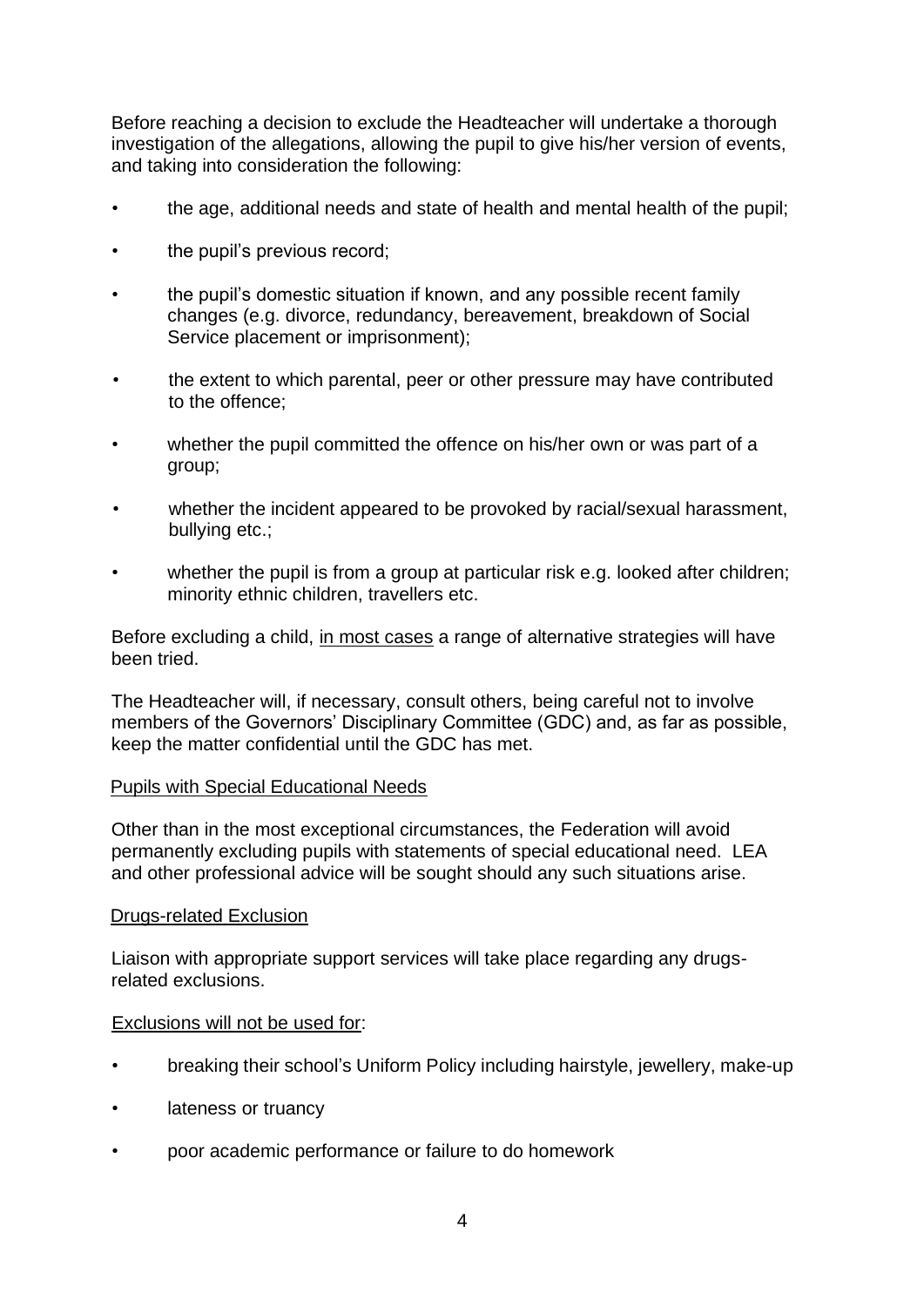Before reaching a decision to exclude the Headteacher will undertake a thorough investigation of the allegations, allowing the pupil to give his/her version of events, and taking into consideration the following:

- the age, additional needs and state of health and mental health of the pupil;
- the pupil's previous record;
- the pupil's domestic situation if known, and any possible recent family changes (e.g. divorce, redundancy, bereavement, breakdown of Social Service placement or imprisonment);
- the extent to which parental, peer or other pressure may have contributed to the offence;
- whether the pupil committed the offence on his/her own or was part of a group;
- whether the incident appeared to be provoked by racial/sexual harassment, bullying etc.;
- whether the pupil is from a group at particular risk e.g. looked after children; minority ethnic children, travellers etc.

Before excluding a child, in most cases a range of alternative strategies will have been tried.

The Headteacher will, if necessary, consult others, being careful not to involve members of the Governors' Disciplinary Committee (GDC) and, as far as possible, keep the matter confidential until the GDC has met.

Pupils with Special Educational Needs

Other than in the most exceptional circumstances, the Federation will avoid permanently excluding pupils with statements of special educational need. LEA and other professional advice will be sought should any such situations arise.

Drugs-related Exclusion

Liaison with appropriate support services will take place regarding any drugs-related exclusions.

Exclusions will not be used for:

- breaking their school's Uniform Policy including hairstyle, jewellery, make-up
- lateness or truancy
- poor academic performance or failure to do homework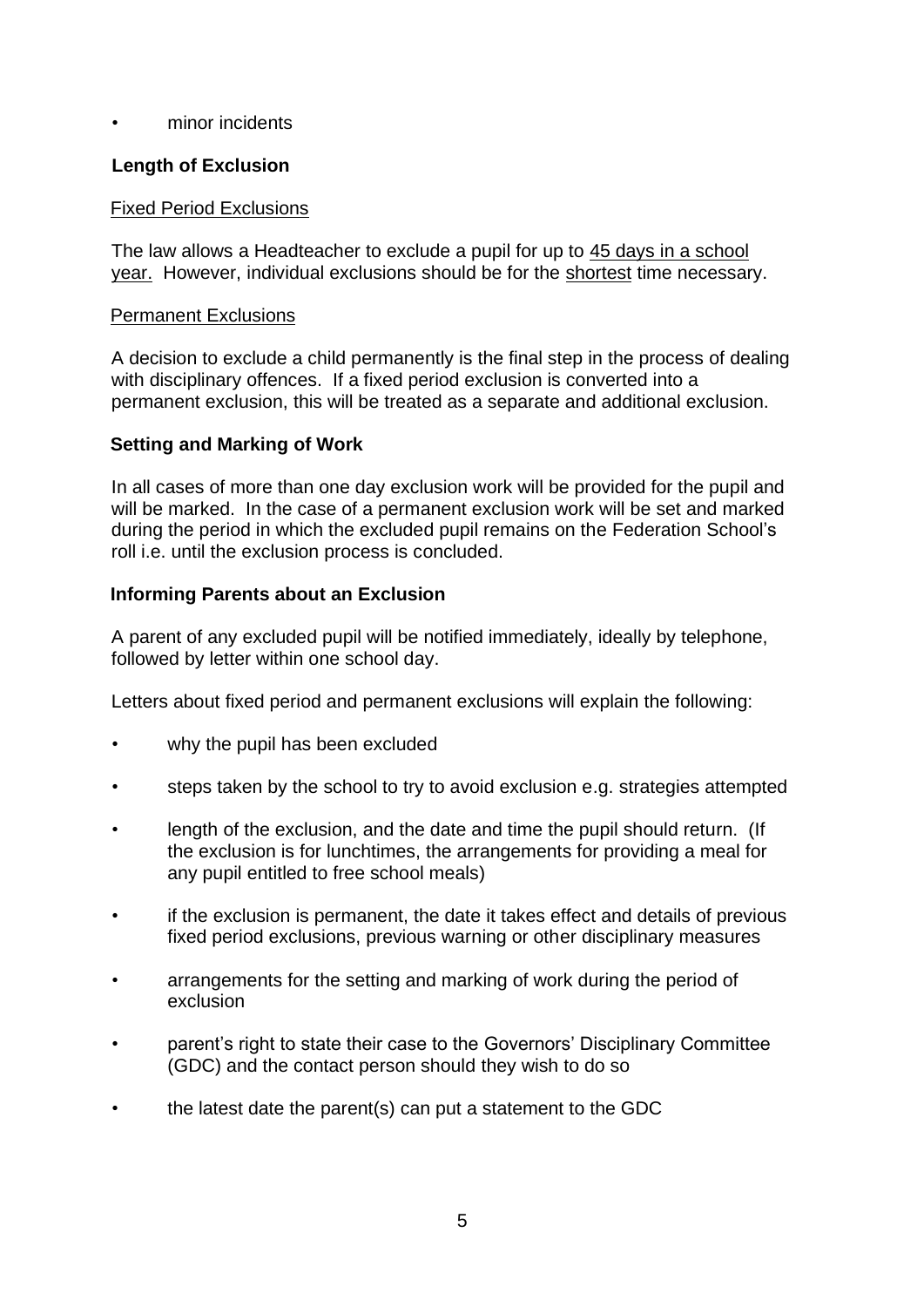- minor incidents

### Length of Exclusion

Fixed Period Exclusions

The law allows a Headteacher to exclude a pupil for up to 45 days in a school year. However, individual exclusions should be for the shortest time necessary.

Permanent Exclusions

A decision to exclude a child permanently is the final step in the process of dealing with disciplinary offences. If a fixed period exclusion is converted into a permanent exclusion, this will be treated as a separate and additional exclusion.

### Setting and Marking of Work

In all cases of more than one day exclusion work will be provided for the pupil and will be marked. In the case of a permanent exclusion work will be set and marked during the period in which the excluded pupil remains on the Federation School's roll i.e. until the exclusion process is concluded.

### Informing Parents about an Exclusion

A parent of any excluded pupil will be notified immediately, ideally by telephone, followed by letter within one school day.

Letters about fixed period and permanent exclusions will explain the following:

- why the pupil has been excluded
- steps taken by the school to try to avoid exclusion e.g. strategies attempted
- length of the exclusion, and the date and time the pupil should return. (If the exclusion is for lunchtimes, the arrangements for providing a meal for any pupil entitled to free school meals)
- if the exclusion is permanent, the date it takes effect and details of previous fixed period exclusions, previous warning or other disciplinary measures
- arrangements for the setting and marking of work during the period of exclusion
- parent's right to state their case to the Governors' Disciplinary Committee (GDC) and the contact person should they wish to do so
- the latest date the parent(s) can put a statement to the GDC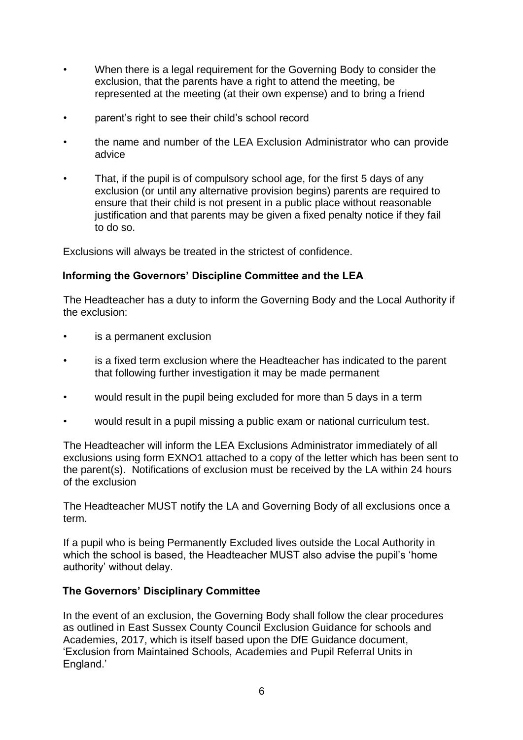- When there is a legal requirement for the Governing Body to consider the exclusion, that the parents have a right to attend the meeting, be represented at the meeting (at their own expense) and to bring a friend
- parent's right to see their child's school record
- the name and number of the LEA Exclusion Administrator who can provide advice
- That, if the pupil is of compulsory school age, for the first 5 days of any exclusion (or until any alternative provision begins) parents are required to ensure that their child is not present in a public place without reasonable justification and that parents may be given a fixed penalty notice if they fail to do so.

Exclusions will always be treated in the strictest of confidence.

**Informing the Governors' Discipline Committee and the LEA**

The Headteacher has a duty to inform the Governing Body and the Local Authority if the exclusion:

- is a permanent exclusion
- is a fixed term exclusion where the Headteacher has indicated to the parent that following further investigation it may be made permanent
- would result in the pupil being excluded for more than 5 days in a term
- would result in a pupil missing a public exam or national curriculum test.

The Headteacher will inform the LEA Exclusions Administrator immediately of all exclusions using form EXNO1 attached to a copy of the letter which has been sent to the parent(s). Notifications of exclusion must be received by the LA within 24 hours of the exclusion

The Headteacher MUST notify the LA and Governing Body of all exclusions once a term.

If a pupil who is being Permanently Excluded lives outside the Local Authority in which the school is based, the Headteacher MUST also advise the pupil's 'home authority' without delay.

**The Governors' Disciplinary Committee**

In the event of an exclusion, the Governing Body shall follow the clear procedures as outlined in East Sussex County Council Exclusion Guidance for schools and Academies, 2017, which is itself based upon the DfE Guidance document, 'Exclusion from Maintained Schools, Academies and Pupil Referral Units in England.'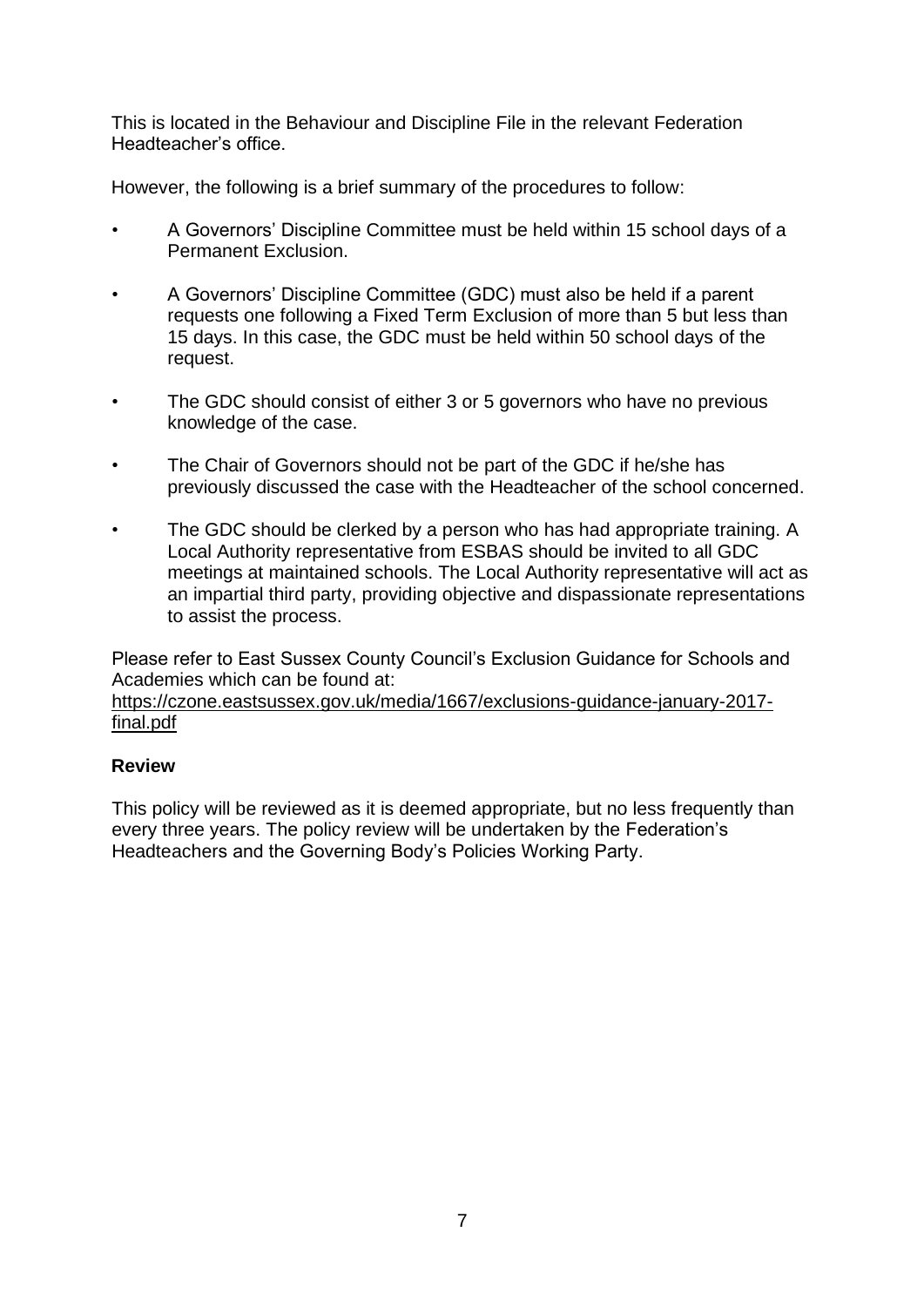This is located in the Behaviour and Discipline File in the relevant Federation Headteacher's office.

However, the following is a brief summary of the procedures to follow:

- A Governors' Discipline Committee must be held within 15 school days of a Permanent Exclusion.
- A Governors' Discipline Committee (GDC) must also be held if a parent requests one following a Fixed Term Exclusion of more than 5 but less than 15 days. In this case, the GDC must be held within 50 school days of the request.
- The GDC should consist of either 3 or 5 governors who have no previous knowledge of the case.
- The Chair of Governors should not be part of the GDC if he/she has previously discussed the case with the Headteacher of the school concerned.
- The GDC should be clerked by a person who has had appropriate training. A Local Authority representative from ESBAS should be invited to all GDC meetings at maintained schools. The Local Authority representative will act as an impartial third party, providing objective and dispassionate representations to assist the process.

Please refer to East Sussex County Council's Exclusion Guidance for Schools and Academies which can be found at:
https://czone.eastsussex.gov.uk/media/1667/exclusions-guidance-january-2017-final.pdf

**Review**

This policy will be reviewed as it is deemed appropriate, but no less frequently than every three years. The policy review will be undertaken by the Federation's Headteachers and the Governing Body's Policies Working Party.